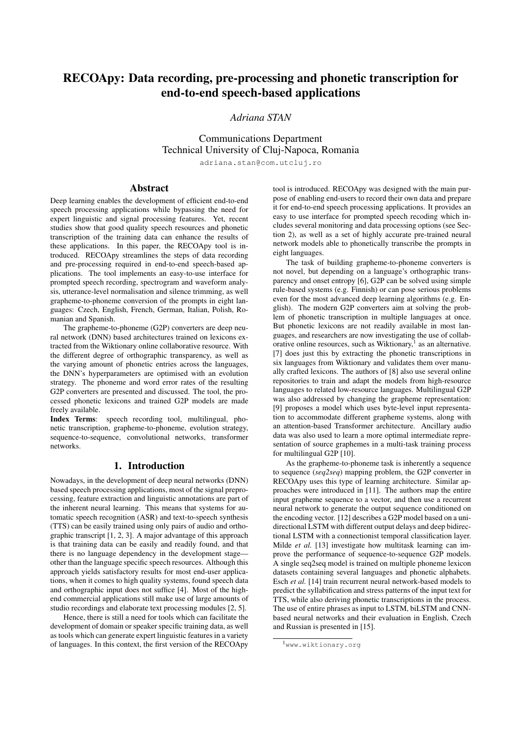# RECOApy: Data recording, pre-processing and phonetic transcription for end-to-end speech-based applications

*Adriana STAN*

Communications Department
Technical University of Cluj-Napoca, Romania
adriana.stan@com.utcluj.ro

## Abstract

Deep learning enables the development of efficient end-to-end speech processing applications while bypassing the need for expert linguistic and signal processing features. Yet, recent studies show that good quality speech resources and phonetic transcription of the training data can enhance the results of these applications. In this paper, the RECOApy tool is introduced. RECOApy streamlines the steps of data recording and pre-processing required in end-to-end speech-based applications. The tool implements an easy-to-use interface for prompted speech recording, spectrogram and waveform analysis, utterance-level normalisation and silence trimming, as well grapheme-to-phoneme conversion of the prompts in eight languages: Czech, English, French, German, Italian, Polish, Romanian and Spanish.

The grapheme-to-phoneme (G2P) converters are deep neural network (DNN) based architectures trained on lexicons extracted from the Wiktionary online collaborative resource. With the different degree of orthographic transparency, as well as the varying amount of phonetic entries across the languages, the DNN's hyperparameters are optimised with an evolution strategy. The phoneme and word error rates of the resulting G2P converters are presented and discussed. The tool, the processed phonetic lexicons and trained G2P models are made freely available.

**Index Terms**: speech recording tool, multilingual, phonetic transcription, grapheme-to-phoneme, evolution strategy, sequence-to-sequence, convolutional networks, transformer networks.

## 1. Introduction

Nowadays, in the development of deep neural networks (DNN) based speech processing applications, most of the signal preprocessing, feature extraction and linguistic annotations are part of the inherent neural learning. This means that systems for automatic speech recognition (ASR) and text-to-speech synthesis (TTS) can be easily trained using only pairs of audio and orthographic transcript [1, 2, 3]. A major advantage of this approach is that training data can be easily and readily found, and that there is no language dependency in the development stage—other than the language specific speech resources. Although this approach yields satisfactory results for most end-user applications, when it comes to high quality systems, found speech data and orthographic input does not suffice [4]. Most of the high-end commercial applications still make use of large amounts of studio recordings and elaborate text processing modules [2, 5].

Hence, there is still a need for tools which can facilitate the development of domain or speaker specific training data, as well as tools which can generate expert linguistic features in a variety of languages. In this context, the first version of the RECOApy tool is introduced. RECOApy was designed with the main purpose of enabling end-users to record their own data and prepare it for end-to-end speech processing applications. It provides an easy to use interface for prompted speech recoding which includes several monitoring and data processing options (see Section 2), as well as a set of highly accurate pre-trained neural network models able to phonetically transcribe the prompts in eight languages.

The task of building grapheme-to-phoneme converters is not novel, but depending on a language's orthographic transparency and onset entropy [6], G2P can be solved using simple rule-based systems (e.g. Finnish) or can pose serious problems even for the most advanced deep learning algorithms (e.g. English). The modern G2P converters aim at solving the problem of phonetic transcription in multiple languages at once. But phonetic lexicons are not readily available in most languages, and researchers are now investigating the use of collaborative online resources, such as Wiktionary,[1] as an alternative. [7] does just this by extracting the phonetic transcriptions in six languages from Wiktionary and validates them over manually crafted lexicons. The authors of [8] also use several online repositories to train and adapt the models from high-resource languages to related low-resource languages. Multilingual G2P was also addressed by changing the grapheme representation: [9] proposes a model which uses byte-level input representation to accommodate different grapheme systems, along with an attention-based Transformer architecture. Ancillary audio data was also used to learn a more optimal intermediate representation of source graphemes in a multi-task training process for multilingual G2P [10].

As the grapheme-to-phoneme task is inherently a sequence to sequence (*seq2seq*) mapping problem, the G2P converter in RECOApy uses this type of learning architecture. Similar approaches were introduced in [11]. The authors map the entire input grapheme sequence to a vector, and then use a recurrent neural network to generate the output sequence conditioned on the encoding vector. [12] describes a G2P model based on a unidirectional LSTM with different output delays and deep bidirectional LSTM with a connectionist temporal classification layer. Milde *et al.* [13] investigate how multitask learning can improve the performance of sequence-to-sequence G2P models. A single seq2seq model is trained on multiple phoneme lexicon datasets containing several languages and phonetic alphabets. Esch *et al.* [14] train recurrent neural network-based models to predict the syllabification and stress patterns of the input text for TTS, while also deriving phonetic transcriptions in the process. The use of entire phrases as input to LSTM, biLSTM and CNN-based neural networks and their evaluation in English, Czech and Russian is presented in [15].

[1] www.wiktionary.org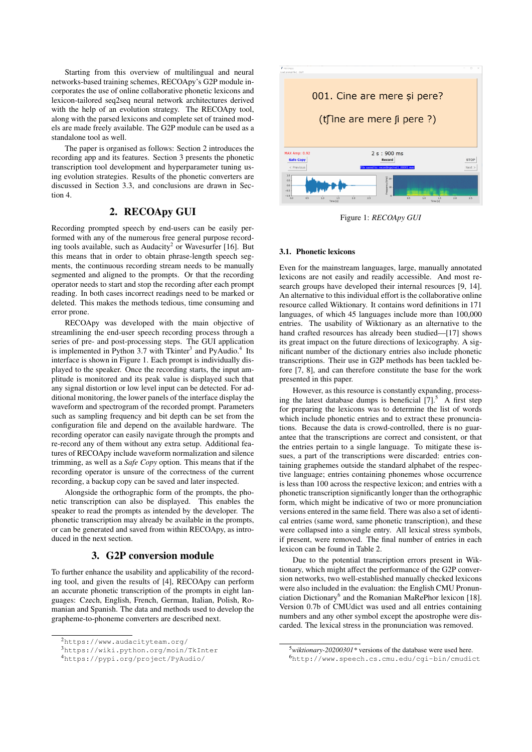Starting from this overview of multilingual and neural networks-based training schemes, RECOApy's G2P module incorporates the use of online collaborative phonetic lexicons and lexicon-tailored seq2seq neural network architectures derived with the help of an evolution strategy. The RECOApy tool, along with the parsed lexicons and complete set of trained models are made freely available. The G2P module can be used as a standalone tool as well.

The paper is organised as follows: Section 2 introduces the recording app and its features. Section 3 presents the phonetic transcription tool development and hyperparameter tuning using evolution strategies. Results of the phonetic converters are discussed in Section 3.3, and conclusions are drawn in Section 4.

## 2. RECOApy GUI

Recording prompted speech by end-users can be easily performed with any of the numerous free general purpose recording tools available, such as Audacity[2] or Wavesurfer [16]. But this means that in order to obtain phrase-length speech segments, the continuous recording stream needs to be manually segmented and aligned to the prompts. Or that the recording operator needs to start and stop the recording after each prompt reading. In both cases incorrect readings need to be marked or deleted. This makes the methods tedious, time consuming and error prone.

RECOApy was developed with the main objective of streamlining the end-user speech recording process through a series of pre- and post-processing steps. The GUI application is implemented in Python 3.7 with Tkinter[3] and PyAudio.[4] Its interface is shown in Figure 1. Each prompt is individually displayed to the speaker. Once the recording starts, the input amplitude is monitored and its peak value is displayed such that any signal distortion or low level input can be detected. For additional monitoring, the lower panels of the interface display the waveform and spectrogram of the recorded prompt. Parameters such as sampling frequency and bit depth can be set from the configuration file and depend on the available hardware. The recording operator can easily navigate through the prompts and re-record any of them without any extra setup. Additional features of RECOApy include waveform normalization and silence trimming, as well as a *Safe Copy* option. This means that if the recording operator is unsure of the correctness of the current recording, a backup copy can be saved and later inspected.

Alongside the orthographic form of the prompts, the phonetic transcription can also be displayed. This enables the speaker to read the prompts as intended by the developer. The phonetic transcription may already be available in the prompts, or can be generated and saved from within RECOApy, as introduced in the next section.

## 3. G2P conversion module

To further enhance the usability and applicability of the recording tool, and given the results of [4], RECOApy can perform an accurate phonetic transcription of the prompts in eight languages: Czech, English, French, German, Italian, Polish, Romanian and Spanish. The data and methods used to develop the grapheme-to-phoneme converters are described next.

[2] https://www.audacityteam.org/

[3] https://wiki.python.org/moin/TkInter

[4] https://pypi.org/project/PyAudio/

Figure 1: *RECOApy GUI*

### 3.1. Phonetic lexicons

Even for the mainstream languages, large, manually annotated lexicons are not easily and readily accessible. And most research groups have developed their internal resources [9, 14]. An alternative to this individual effort is the collaborative online resource called Wiktionary. It contains word definitions in 171 languages, of which 45 languages include more than 100,000 entries. The usability of Wiktionary as an alternative to the hand crafted resources has already been studied—[17] shows its great impact on the future directions of lexicography. A significant number of the dictionary entries also include phonetic transcriptions. Their use in G2P methods has been tackled before [7, 8], and can therefore constitute the base for the work presented in this paper.

However, as this resource is constantly expanding, processing the latest database dumps is beneficial [7].[5] A first step for preparing the lexicons was to determine the list of words which include phonetic entries and to extract these pronunciations. Because the data is crowd-controlled, there is no guarantee that the transcriptions are correct and consistent, or that the entries pertain to a single language. To mitigate these issues, a part of the transcriptions were discarded: entries containing graphemes outside the standard alphabet of the respective language; entries containing phonemes whose occurrence is less than 100 across the respective lexicon; and entries with a phonetic transcription significantly longer than the orthographic form, which might be indicative of two or more pronunciation versions entered in the same field. There was also a set of identical entries (same word, same phonetic transcription), and these were collapsed into a single entry. All lexical stress symbols, if present, were removed. The final number of entries in each lexicon can be found in Table 2.

Due to the potential transcription errors present in Wiktionary, which might affect the performance of the G2P conversion networks, two well-established manually checked lexicons were also included in the evaluation: the English CMU Pronunciation Dictionary[6] and the Romanian MaRePhor lexicon [18]. Version 0.7b of CMUdict was used and all entries containing numbers and any other symbol except the apostrophe were discarded. The lexical stress in the pronunciation was removed.

[5] *wiktionary-20200301** versions of the database were used here.

[6] http://www.speech.cs.cmu.edu/cgi-bin/cmudict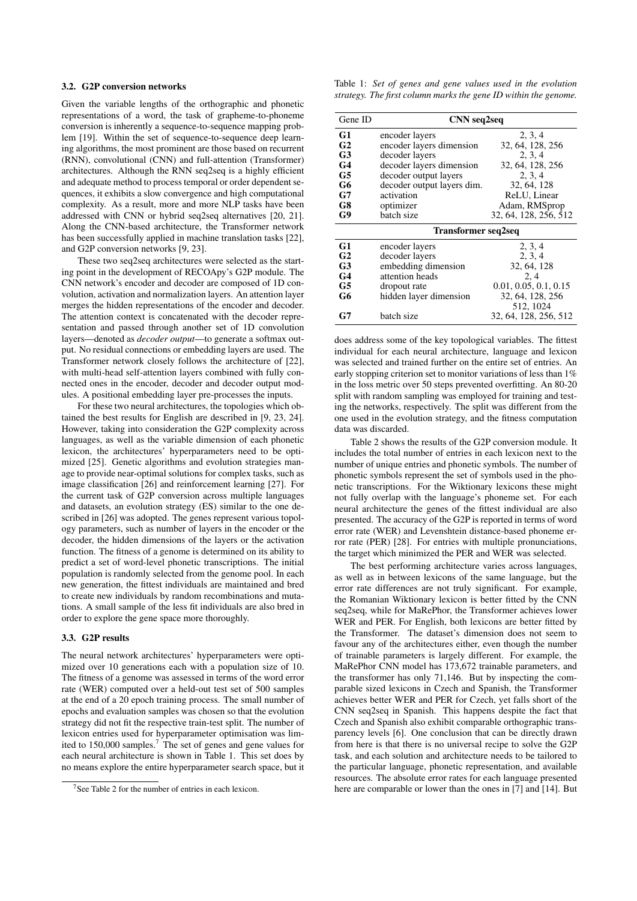### 3.2. G2P conversion networks

Given the variable lengths of the orthographic and phonetic representations of a word, the task of grapheme-to-phoneme conversion is inherently a sequence-to-sequence mapping problem [19]. Within the set of sequence-to-sequence deep learning algorithms, the most prominent are those based on recurrent (RNN), convolutional (CNN) and full-attention (Transformer) architectures. Although the RNN seq2seq is a highly efficient and adequate method to process temporal or order dependent sequences, it exhibits a slow convergence and high computational complexity. As a result, more and more NLP tasks have been addressed with CNN or hybrid seq2seq alternatives [20, 21]. Along the CNN-based architecture, the Transformer network has been successfully applied in machine translation tasks [22], and G2P conversion networks [9, 23].

These two seq2seq architectures were selected as the starting point in the development of RECOApy's G2P module. The CNN network's encoder and decoder are composed of 1D convolution, activation and normalization layers. An attention layer merges the hidden representations of the encoder and decoder. The attention context is concatenated with the decoder representation and passed through another set of 1D convolution layers—denoted as *decoder output*—to generate a softmax output. No residual connections or embedding layers are used. The Transformer network closely follows the architecture of [22], with multi-head self-attention layers combined with fully connected ones in the encoder, decoder and decoder output modules. A positional embedding layer pre-processes the inputs.

For these two neural architectures, the topologies which obtained the best results for English are described in [9, 23, 24]. However, taking into consideration the G2P complexity across languages, as well as the variable dimension of each phonetic lexicon, the architectures' hyperparameters need to be optimized [25]. Genetic algorithms and evolution strategies manage to provide near-optimal solutions for complex tasks, such as image classification [26] and reinforcement learning [27]. For the current task of G2P conversion across multiple languages and datasets, an evolution strategy (ES) similar to the one described in [26] was adopted. The genes represent various topology parameters, such as number of layers in the encoder or the decoder, the hidden dimensions of the layers or the activation function. The fitness of a genome is determined on its ability to predict a set of word-level phonetic transcriptions. The initial population is randomly selected from the genome pool. In each new generation, the fittest individuals are maintained and bred to create new individuals by random recombinations and mutations. A small sample of the less fit individuals are also bred in order to explore the gene space more thoroughly.

### 3.3. G2P results

The neural network architectures' hyperparameters were optimized over 10 generations each with a population size of 10. The fitness of a genome was assessed in terms of the word error rate (WER) computed over a held-out test set of 500 samples at the end of a 20 epoch training process. The small number of epochs and evaluation samples was chosen so that the evolution strategy did not fit the respective train-test split. The number of lexicon entries used for hyperparameter optimisation was limited to 150,000 samples.[7] The set of genes and gene values for each neural architecture is shown in Table 1. This set does by no means explore the entire hyperparameter search space, but it does address some of the key topological variables. The fittest individual for each neural architecture, language and lexicon was selected and trained further on the entire set of entries. An early stopping criterion set to monitor variations of less than 1% in the loss metric over 50 steps prevented overfitting. An 80-20 split with random sampling was employed for training and testing the networks, respectively. The split was different from the one used in the evolution strategy, and the fitness computation data was discarded.

Table 1: *Set of genes and gene values used in the evolution strategy. The first column marks the gene ID within the genome.*

| Gene ID | CNN seq2seq | |
|---|---|---|
| **G1** | encoder layers | 2, 3, 4 |
| **G2** | encoder layers dimension | 32, 64, 128, 256 |
| **G3** | decoder layers | 2, 3, 4 |
| **G4** | decoder layers dimension | 32, 64, 128, 256 |
| **G5** | decoder output layers | 2, 3, 4 |
| **G6** | decoder output layers dim. | 32, 64, 128 |
| **G7** | activation | ReLU, Linear |
| **G8** | optimizer | Adam, RMSprop |
| **G9** | batch size | 32, 64, 128, 256, 512 |
| | **Transformer seq2seq** | |
| **G1** | encoder layers | 2, 3, 4 |
| **G2** | decoder layers | 2, 3, 4 |
| **G3** | embedding dimension | 32, 64, 128 |
| **G4** | attention heads | 2, 4 |
| **G5** | dropout rate | 0.01, 0.05, 0.1, 0.15 |
| **G6** | hidden layer dimension | 32, 64, 128, 256 512, 1024 |
| **G7** | batch size | 32, 64, 128, 256, 512 |

Table 2 shows the results of the G2P conversion module. It includes the total number of entries in each lexicon next to the number of unique entries and phonetic symbols. The number of phonetic symbols represent the set of symbols used in the phonetic transcriptions. For the Wiktionary lexicons these might not fully overlap with the language's phoneme set. For each neural architecture the genes of the fittest individual are also presented. The accuracy of the G2P is reported in terms of word error rate (WER) and Levenshtein distance-based phoneme error rate (PER) [28]. For entries with multiple pronunciations, the target which minimized the PER and WER was selected.

The best performing architecture varies across languages, as well as in between lexicons of the same language, but the error rate differences are not truly significant. For example, the Romanian Wiktionary lexicon is better fitted by the CNN seq2seq, while for MaRePhor, the Transformer achieves lower WER and PER. For English, both lexicons are better fitted by the Transformer. The dataset's dimension does not seem to favour any of the architectures either, even though the number of trainable parameters is largely different. For example, the MaRePhor CNN model has 173,672 trainable parameters, and the transformer has only 71,146. But by inspecting the comparable sized lexicons in Czech and Spanish, the Transformer achieves better WER and PER for Czech, yet falls short of the CNN seq2seq in Spanish. This happens despite the fact that Czech and Spanish also exhibit comparable orthographic transparency levels [6]. One conclusion that can be directly drawn from here is that there is no universal recipe to solve the G2P task, and each solution and architecture needs to be tailored to the particular language, phonetic representation, and available resources. The absolute error rates for each language presented here are comparable or lower than the ones in [7] and [14]. But

[7] See Table 2 for the number of entries in each lexicon.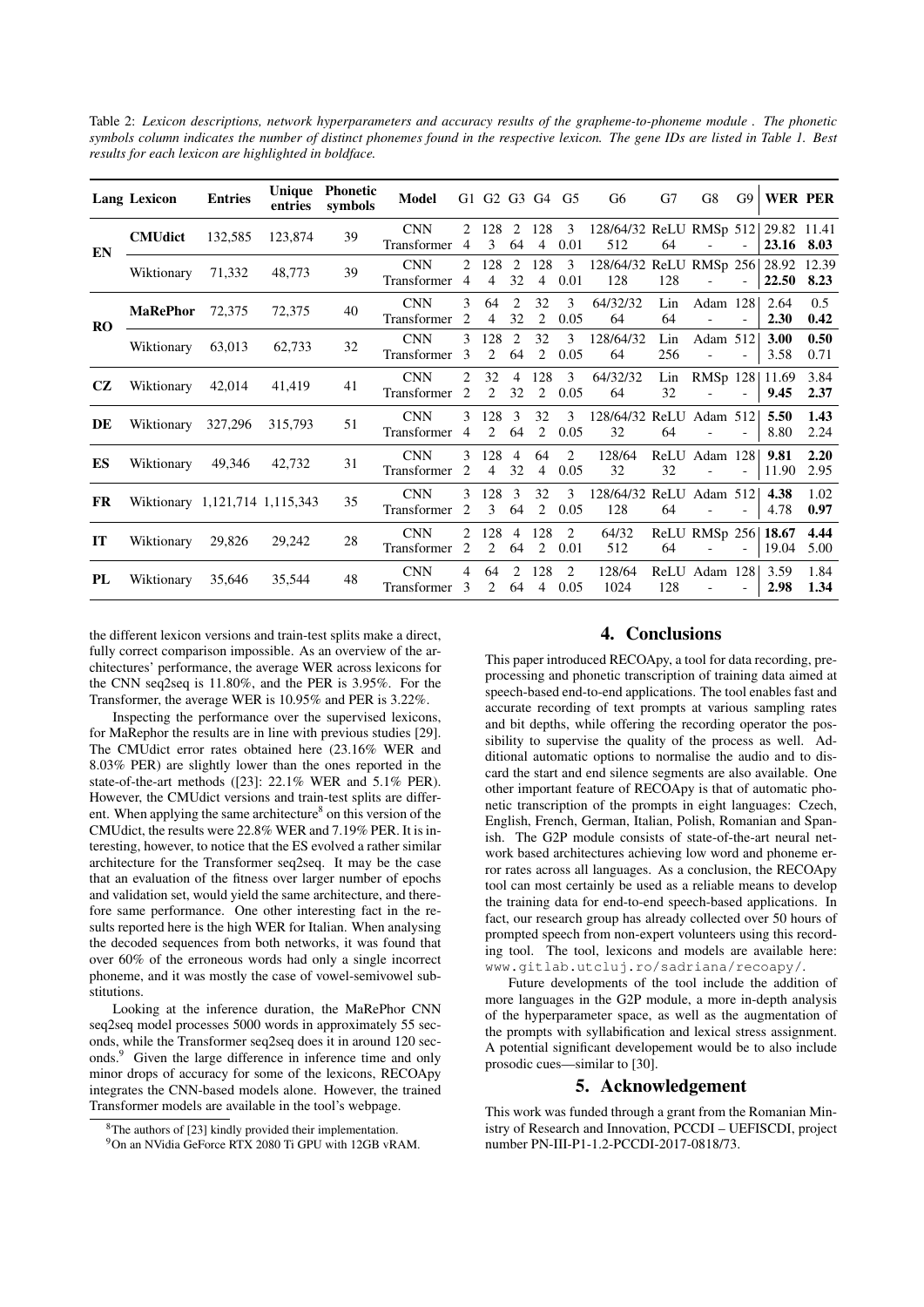Table 2: *Lexicon descriptions, network hyperparameters and accuracy results of the grapheme-to-phoneme module . The phonetic symbols column indicates the number of distinct phonemes found in the respective lexicon. The gene IDs are listed in Table 1. Best results for each lexicon are highlighted in boldface.*

| Lang | Lexicon | Entries | Unique entries | Phonetic symbols | Model | G1 | G2 | G3 | G4 | G5 | G6 | G7 | G8 | G9 | WER | PER |
|---|---|---|---|---|---|---|---|---|---|---|---|---|---|---|---|---|
| **EN** | **CMUdict** | 132,585 | 123,874 | 39 | CNN | 2 | 128 | 2 | 128 | 3 | 128/64/32 | ReLU | RMSp | 512 | 29.82 | 11.41 |
| | | | | | Transformer | 4 | 3 | 64 | 4 | 0.01 | 512 | 64 | - | - | **23.16** | **8.03** |
| | Wiktionary | 71,332 | 48,773 | 39 | CNN | 2 | 128 | 2 | 128 | 3 | 128/64/32 | ReLU | RMSp | 256 | 28.92 | 12.39 |
| | | | | | Transformer | 4 | 4 | 32 | 4 | 0.01 | 128 | 128 | - | - | **22.50** | **8.23** |
| **RO** | **MaRePhor** | 72,375 | 72,375 | 40 | CNN | 3 | 64 | 2 | 32 | 3 | 64/32/32 | Lin | Adam | 128 | 2.64 | 0.5 |
| | | | | | Transformer | 2 | 4 | 32 | 2 | 0.05 | 64 | 64 | - | - | **2.30** | **0.42** |
| | Wiktionary | 63,013 | 62,733 | 32 | CNN | 3 | 128 | 2 | 32 | 3 | 128/64/32 | Lin | Adam | 512 | **3.00** | **0.50** |
| | | | | | Transformer | 3 | 2 | 64 | 2 | 0.05 | 64 | 256 | - | - | 3.58 | 0.71 |
| **CZ** | Wiktionary | 42,014 | 41,419 | 41 | CNN | 2 | 32 | 4 | 128 | 3 | 64/32/32 | Lin | RMSp | 128 | 11.69 | 3.84 |
| | | | | | Transformer | 2 | 2 | 32 | 2 | 0.05 | 64 | 32 | - | - | **9.45** | **2.37** |
| **DE** | Wiktionary | 327,296 | 315,793 | 51 | CNN | 3 | 128 | 3 | 32 | 3 | 128/64/32 | ReLU | Adam | 512 | **5.50** | **1.43** |
| | | | | | Transformer | 4 | 2 | 64 | 2 | 0.05 | 32 | 64 | - | - | 8.80 | 2.24 |
| **ES** | Wiktionary | 49,346 | 42,732 | 31 | CNN | 3 | 128 | 4 | 64 | 2 | 128/64 | ReLU | Adam | 128 | **9.81** | **2.20** |
| | | | | | Transformer | 2 | 4 | 32 | 4 | 0.05 | 32 | 32 | - | - | 11.90 | 2.95 |
| **FR** | Wiktionary | 1,121,714 | 1,115,343 | 35 | CNN | 3 | 128 | 3 | 32 | 3 | 128/64/32 | ReLU | Adam | 512 | **4.38** | 1.02 |
| | | | | | Transformer | 2 | 3 | 64 | 2 | 0.05 | 128 | 64 | - | - | 4.78 | **0.97** |
| **IT** | Wiktionary | 29,826 | 29,242 | 28 | CNN | 2 | 128 | 4 | 128 | 2 | 64/32 | ReLU | RMSp | 256 | **18.67** | **4.44** |
| | | | | | Transformer | 2 | 2 | 64 | 2 | 0.01 | 512 | 64 | - | - | 19.04 | 5.00 |
| **PL** | Wiktionary | 35,646 | 35,544 | 48 | CNN | 4 | 64 | 2 | 128 | 2 | 128/64 | ReLU | Adam | 128 | 3.59 | 1.84 |
| | | | | | Transformer | 3 | 2 | 64 | 4 | 0.05 | 1024 | 128 | - | - | **2.98** | **1.34** |

the different lexicon versions and train-test splits make a direct, fully correct comparison impossible. As an overview of the architectures' performance, the average WER across lexicons for the CNN seq2seq is 11.80%, and the PER is 3.95%. For the Transformer, the average WER is 10.95% and PER is 3.22%.

Inspecting the performance over the supervised lexicons, for MaRephor the results are in line with previous studies [29]. The CMUdict error rates obtained here (23.16% WER and 8.03% PER) are slightly lower than the ones reported in the state-of-the-art methods ([23]: 22.1% WER and 5.1% PER). However, the CMUdict versions and train-test splits are different. When applying the same architecture[8] on this version of the CMUdict, the results were 22.8% WER and 7.19% PER. It is interesting, however, to notice that the ES evolved a rather similar architecture for the Transformer seq2seq. It may be the case that an evaluation of the fitness over larger number of epochs and validation set, would yield the same architecture, and therefore same performance. One other interesting fact in the results reported here is the high WER for Italian. When analysing the decoded sequences from both networks, it was found that over 60% of the erroneous words had only a single incorrect phoneme, and it was mostly the case of vowel-semivowel substitutions.

Looking at the inference duration, the MaRePhor CNN seq2seq model processes 5000 words in approximately 55 seconds, while the Transformer seq2seq does it in around 120 seconds.[9] Given the large difference in inference time and only minor drops of accuracy for some of the lexicons, RECOApy integrates the CNN-based models alone. However, the trained Transformer models are available in the tool's webpage.

[8]The authors of [23] kindly provided their implementation.

[9]On an NVidia GeForce RTX 2080 Ti GPU with 12GB vRAM.

## 4. Conclusions

This paper introduced RECOApy, a tool for data recording, preprocessing and phonetic transcription of training data aimed at speech-based end-to-end applications. The tool enables fast and accurate recording of text prompts at various sampling rates and bit depths, while offering the recording operator the possibility to supervise the quality of the process as well. Additional automatic options to normalise the audio and to discard the start and end silence segments are also available. One other important feature of RECOApy is that of automatic phonetic transcription of the prompts in eight languages: Czech, English, French, German, Italian, Polish, Romanian and Spanish. The G2P module consists of state-of-the-art neural network based architectures achieving low word and phoneme error rates across all languages. As a conclusion, the RECOApy tool can most certainly be used as a reliable means to develop the training data for end-to-end speech-based applications. In fact, our research group has already collected over 50 hours of prompted speech from non-expert volunteers using this recording tool. The tool, lexicons and models are available here: `www.gitlab.utcluj.ro/sadriana/recoapy/`.

Future developments of the tool include the addition of more languages in the G2P module, a more in-depth analysis of the hyperparameter space, as well as the augmentation of the prompts with syllabification and lexical stress assignment. A potential significant developement would be to also include prosodic cues—similar to [30].

## 5. Acknowledgement

This work was funded through a grant from the Romanian Ministry of Research and Innovation, PCCDI – UEFISCDI, project number PN-III-P1-1.2-PCCDI-2017-0818/73.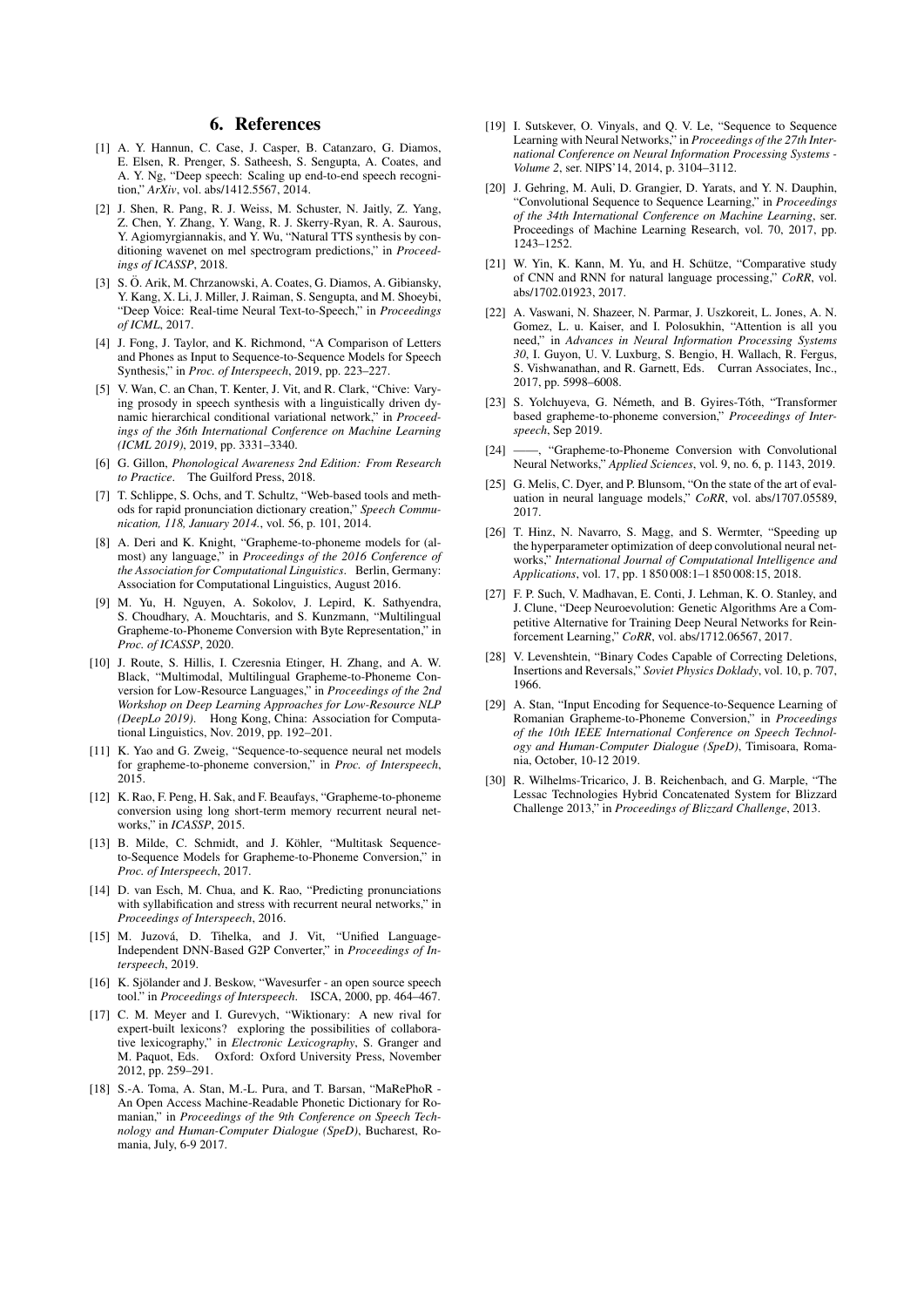## 6. References

[1] A. Y. Hannun, C. Case, J. Casper, B. Catanzaro, G. Diamos, E. Elsen, R. Prenger, S. Satheesh, S. Sengupta, A. Coates, and A. Y. Ng, "Deep speech: Scaling up end-to-end speech recognition," *ArXiv*, vol. abs/1412.5567, 2014.

[2] J. Shen, R. Pang, R. J. Weiss, M. Schuster, N. Jaitly, Z. Yang, Z. Chen, Y. Zhang, Y. Wang, R. J. Skerry-Ryan, R. A. Saurous, Y. Agiomyrgiannakis, and Y. Wu, "Natural TTS synthesis by conditioning wavenet on mel spectrogram predictions," in *Proceedings of ICASSP*, 2018.

[3] S. Ö. Arik, M. Chrzanowski, A. Coates, G. Diamos, A. Gibiansky, Y. Kang, X. Li, J. Miller, J. Raiman, S. Sengupta, and M. Shoeybi, "Deep Voice: Real-time Neural Text-to-Speech," in *Proceedings of ICML*, 2017.

[4] J. Fong, J. Taylor, and K. Richmond, "A Comparison of Letters and Phones as Input to Sequence-to-Sequence Models for Speech Synthesis," in *Proc. of Interspeech*, 2019, pp. 223–227.

[5] V. Wan, C. an Chan, T. Kenter, J. Vit, and R. Clark, "Chive: Varying prosody in speech synthesis with a linguistically driven dynamic hierarchical conditional variational network," in *Proceedings of the 36th International Conference on Machine Learning (ICML 2019)*, 2019, pp. 3331–3340.

[6] G. Gillon, *Phonological Awareness 2nd Edition: From Research to Practice*. The Guilford Press, 2018.

[7] T. Schlippe, S. Ochs, and T. Schultz, "Web-based tools and methods for rapid pronunciation dictionary creation," *Speech Communication, 118, January 2014.*, vol. 56, p. 101, 2014.

[8] A. Deri and K. Knight, "Grapheme-to-phoneme models for (almost) any language," in *Proceedings of the 2016 Conference of the Association for Computational Linguistics*. Berlin, Germany: Association for Computational Linguistics, August 2016.

[9] M. Yu, H. Nguyen, A. Sokolov, J. Lepird, K. Sathyendra, S. Choudhary, A. Mouchtaris, and S. Kunzmann, "Multilingual Grapheme-to-Phoneme Conversion with Byte Representation," in *Proc. of ICASSP*, 2020.

[10] J. Route, S. Hillis, I. Czeresnia Etinger, H. Zhang, and A. W. Black, "Multimodal, Multilingual Grapheme-to-Phoneme Conversion for Low-Resource Languages," in *Proceedings of the 2nd Workshop on Deep Learning Approaches for Low-Resource NLP (DeepLo 2019)*. Hong Kong, China: Association for Computational Linguistics, Nov. 2019, pp. 192–201.

[11] K. Yao and G. Zweig, "Sequence-to-sequence neural net models for grapheme-to-phoneme conversion," in *Proc. of Interspeech*, 2015.

[12] K. Rao, F. Peng, H. Sak, and F. Beaufays, "Grapheme-to-phoneme conversion using long short-term memory recurrent neural networks," in *ICASSP*, 2015.

[13] B. Milde, C. Schmidt, and J. Köhler, "Multitask Sequence-to-Sequence Models for Grapheme-to-Phoneme Conversion," in *Proc. of Interspeech*, 2017.

[14] D. van Esch, M. Chua, and K. Rao, "Predicting pronunciations with syllabification and stress with recurrent neural networks," in *Proceedings of Interspeech*, 2016.

[15] M. Juzová, D. Tihelka, and J. Vit, "Unified Language-Independent DNN-Based G2P Converter," in *Proceedings of Interspeech*, 2019.

[16] K. Sjölander and J. Beskow, "Wavesurfer - an open source speech tool." in *Proceedings of Interspeech*. ISCA, 2000, pp. 464–467.

[17] C. M. Meyer and I. Gurevych, "Wiktionary: A new rival for expert-built lexicons? exploring the possibilities of collaborative lexicography," in *Electronic Lexicography*, S. Granger and M. Paquot, Eds. Oxford: Oxford University Press, November 2012, pp. 259–291.

[18] S.-A. Toma, A. Stan, M.-L. Pura, and T. Barsan, "MaRePhoR - An Open Access Machine-Readable Phonetic Dictionary for Romanian," in *Proceedings of the 9th Conference on Speech Technology and Human-Computer Dialogue (SpeD)*, Bucharest, Romania, July, 6-9 2017.

[19] I. Sutskever, O. Vinyals, and Q. V. Le, "Sequence to Sequence Learning with Neural Networks," in *Proceedings of the 27th International Conference on Neural Information Processing Systems - Volume 2*, ser. NIPS'14, 2014, p. 3104–3112.

[20] J. Gehring, M. Auli, D. Grangier, D. Yarats, and Y. N. Dauphin, "Convolutional Sequence to Sequence Learning," in *Proceedings of the 34th International Conference on Machine Learning*, ser. Proceedings of Machine Learning Research, vol. 70, 2017, pp. 1243–1252.

[21] W. Yin, K. Kann, M. Yu, and H. Schütze, "Comparative study of CNN and RNN for natural language processing," *CoRR*, vol. abs/1702.01923, 2017.

[22] A. Vaswani, N. Shazeer, N. Parmar, J. Uszkoreit, L. Jones, A. N. Gomez, L. u. Kaiser, and I. Polosukhin, "Attention is all you need," in *Advances in Neural Information Processing Systems 30*, I. Guyon, U. V. Luxburg, S. Bengio, H. Wallach, R. Fergus, S. Vishwanathan, and R. Garnett, Eds. Curran Associates, Inc., 2017, pp. 5998–6008.

[23] S. Yolchuyeva, G. Németh, and B. Gyires-Tóth, "Transformer based grapheme-to-phoneme conversion," *Proceedings of Interspeech*, Sep 2019.

[24] ——, "Grapheme-to-Phoneme Conversion with Convolutional Neural Networks," *Applied Sciences*, vol. 9, no. 6, p. 1143, 2019.

[25] G. Melis, C. Dyer, and P. Blunsom, "On the state of the art of evaluation in neural language models," *CoRR*, vol. abs/1707.05589, 2017.

[26] T. Hinz, N. Navarro, S. Magg, and S. Wermter, "Speeding up the hyperparameter optimization of deep convolutional neural networks," *International Journal of Computational Intelligence and Applications*, vol. 17, pp. 1 850 008:1–1 850 008:15, 2018.

[27] F. P. Such, V. Madhavan, E. Conti, J. Lehman, K. O. Stanley, and J. Clune, "Deep Neuroevolution: Genetic Algorithms Are a Competitive Alternative for Training Deep Neural Networks for Reinforcement Learning," *CoRR*, vol. abs/1712.06567, 2017.

[28] V. Levenshtein, "Binary Codes Capable of Correcting Deletions, Insertions and Reversals," *Soviet Physics Doklady*, vol. 10, p. 707, 1966.

[29] A. Stan, "Input Encoding for Sequence-to-Sequence Learning of Romanian Grapheme-to-Phoneme Conversion," in *Proceedings of the 10th IEEE International Conference on Speech Technology and Human-Computer Dialogue (SpeD)*, Timisoara, Romania, October, 10-12 2019.

[30] R. Wilhelms-Tricarico, J. B. Reichenbach, and G. Marple, "The Lessac Technologies Hybrid Concatenated System for Blizzard Challenge 2013," in *Proceedings of Blizzard Challenge*, 2013.